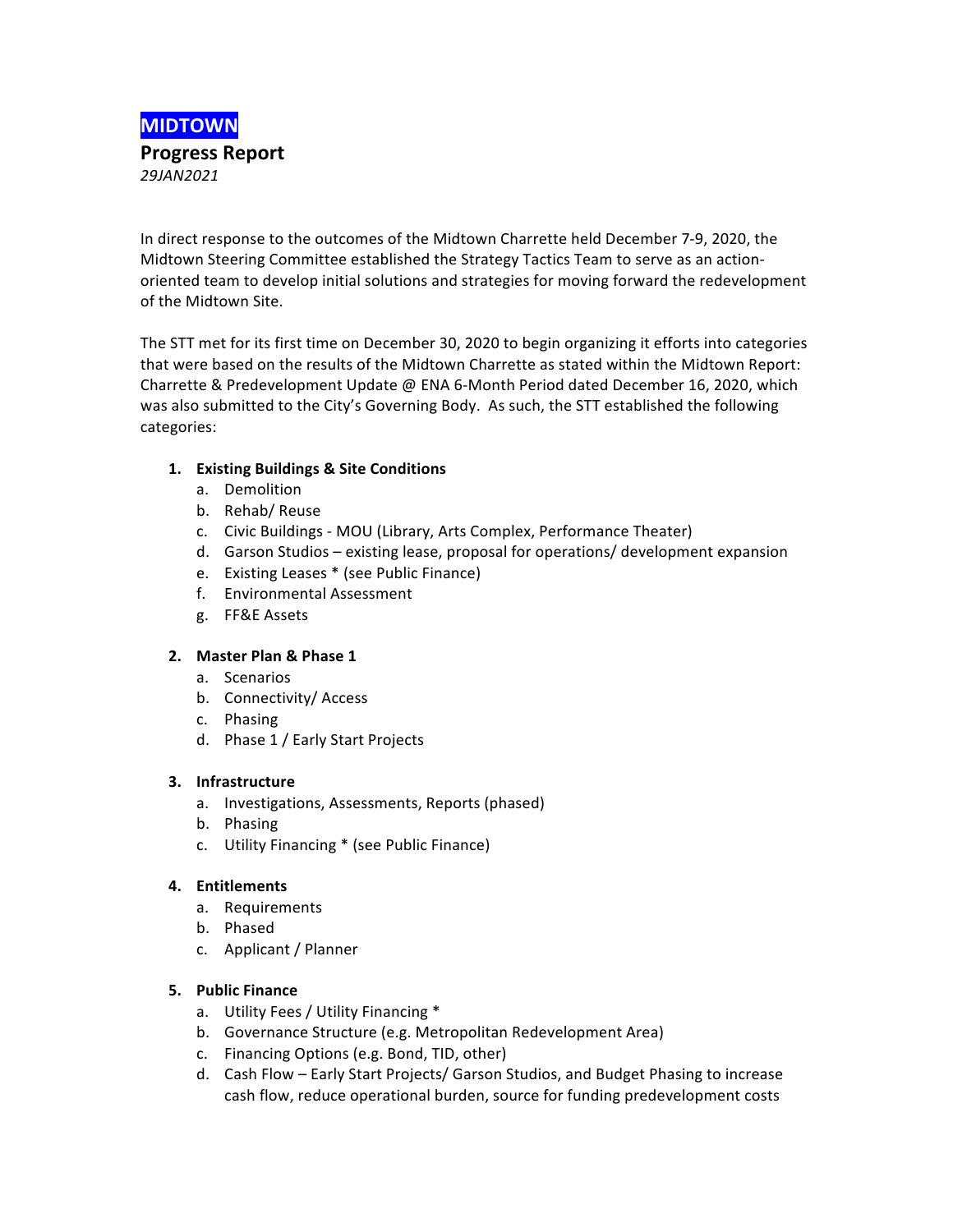# MIDTOWN

## Progress Report

*29JAN2021*

In direct response to the outcomes of the Midtown Charrette held December 7-9, 2020, the Midtown Steering Committee established the Strategy Tactics Team to serve as an action-oriented team to develop initial solutions and strategies for moving forward the redevelopment of the Midtown Site.

The STT met for its first time on December 30, 2020 to begin organizing it efforts into categories that were based on the results of the Midtown Charrette as stated within the Midtown Report: Charrette & Predevelopment Update @ ENA 6-Month Period dated December 16, 2020, which was also submitted to the City's Governing Body. As such, the STT established the following categories:

1. **Existing Buildings & Site Conditions**
   a. Demolition
   b. Rehab/ Reuse
   c. Civic Buildings - MOU (Library, Arts Complex, Performance Theater)
   d. Garson Studios – existing lease, proposal for operations/ development expansion
   e. Existing Leases * (see Public Finance)
   f. Environmental Assessment
   g. FF&E Assets

2. **Master Plan & Phase 1**
   a. Scenarios
   b. Connectivity/ Access
   c. Phasing
   d. Phase 1 / Early Start Projects

3. **Infrastructure**
   a. Investigations, Assessments, Reports (phased)
   b. Phasing
   c. Utility Financing * (see Public Finance)

4. **Entitlements**
   a. Requirements
   b. Phased
   c. Applicant / Planner

5. **Public Finance**
   a. Utility Fees / Utility Financing *
   b. Governance Structure (e.g. Metropolitan Redevelopment Area)
   c. Financing Options (e.g. Bond, TID, other)
   d. Cash Flow – Early Start Projects/ Garson Studios, and Budget Phasing to increase cash flow, reduce operational burden, source for funding predevelopment costs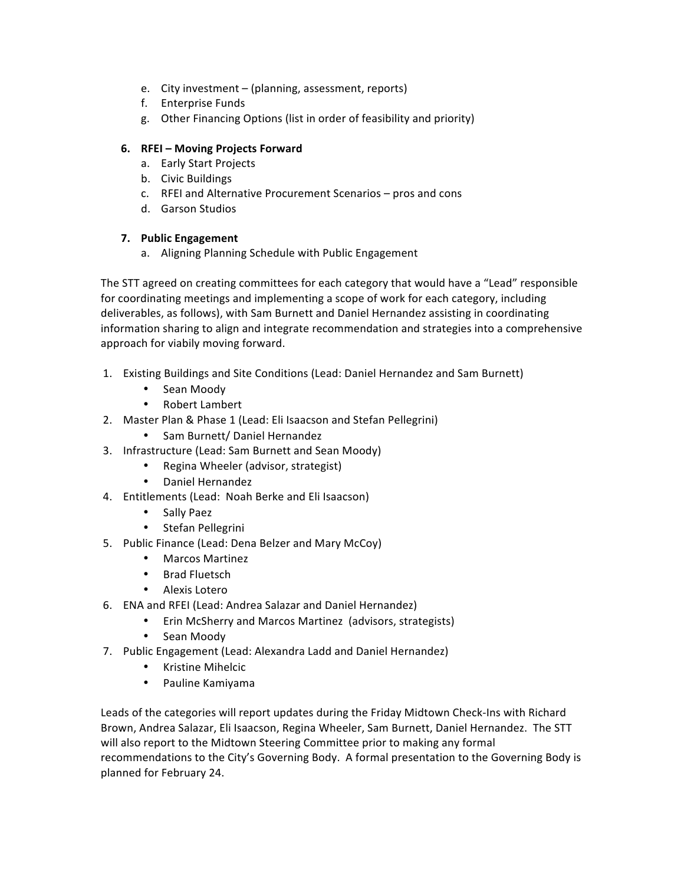e. City investment – (planning, assessment, reports)
   f. Enterprise Funds
   g. Other Financing Options (list in order of feasibility and priority)

6. **RFEI – Moving Projects Forward**
   a. Early Start Projects
   b. Civic Buildings
   c. RFEI and Alternative Procurement Scenarios – pros and cons
   d. Garson Studios

7. **Public Engagement**
   a. Aligning Planning Schedule with Public Engagement

The STT agreed on creating committees for each category that would have a "Lead" responsible for coordinating meetings and implementing a scope of work for each category, including deliverables, as follows), with Sam Burnett and Daniel Hernandez assisting in coordinating information sharing to align and integrate recommendation and strategies into a comprehensive approach for viably moving forward.

1. Existing Buildings and Site Conditions (Lead: Daniel Hernandez and Sam Burnett)
   - Sean Moody
   - Robert Lambert
2. Master Plan & Phase 1 (Lead: Eli Isaacson and Stefan Pellegrini)
   - Sam Burnett/ Daniel Hernandez
3. Infrastructure (Lead: Sam Burnett and Sean Moody)
   - Regina Wheeler (advisor, strategist)
   - Daniel Hernandez
4. Entitlements (Lead: Noah Berke and Eli Isaacson)
   - Sally Paez
   - Stefan Pellegrini
5. Public Finance (Lead: Dena Belzer and Mary McCoy)
   - Marcos Martinez
   - Brad Fluetsch
   - Alexis Lotero
6. ENA and RFEI (Lead: Andrea Salazar and Daniel Hernandez)
   - Erin McSherry and Marcos Martinez (advisors, strategists)
   - Sean Moody
7. Public Engagement (Lead: Alexandra Ladd and Daniel Hernandez)
   - Kristine Mihelcic
   - Pauline Kamiyama

Leads of the categories will report updates during the Friday Midtown Check-Ins with Richard Brown, Andrea Salazar, Eli Isaacson, Regina Wheeler, Sam Burnett, Daniel Hernandez. The STT will also report to the Midtown Steering Committee prior to making any formal recommendations to the City's Governing Body. A formal presentation to the Governing Body is planned for February 24.